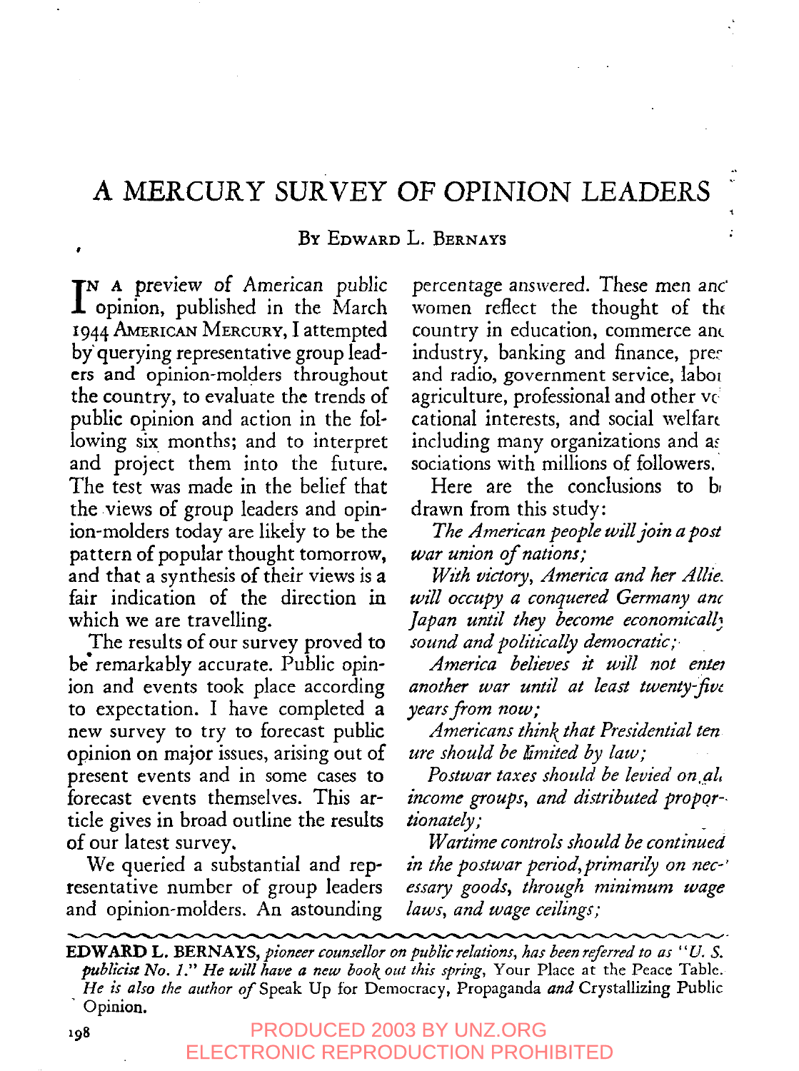# A MERCURY SURVEY OF OPINION LEADERS

By Edward L. Bernays

In a preview of American public opinion, published in the March 1944 American Mercury, I attempted by querying representative group leaders and opinion-molders throughout the country, to evaluate the trends of public opinion and action in the following six months; and to interpret and project them into the future. The test was made in the belief that the views of group leaders and opinion-molders today are likely to be the pattern of popular thought tomorrow, and that a synthesis of their views is a fair indication of the direction in which we are travelling.

The results of our survey proved to be remarkably accurate. Public opinion and events took place according to expectation. I have completed a new survey to try to forecast public opinion on major issues, arising out of present events and in some cases to forecast events themselves. This article gives in broad outline the results of our latest survey.

We queried a substantial and representative number of group leaders and opinion-molders. An astounding percentage answered. These men and women reflect the thought of the country in education, commerce and industry, banking and finance, press and radio, government service, labor, agriculture, professional and other vocational interests, and social welfare including many organizations and associations with millions of followers.

Here are the conclusions to be drawn from this study:

*The American people will join a postwar union of nations;*

*With victory, America and her Allies will occupy a conquered Germany and Japan until they become economically sound and politically democratic;*

*America believes it will not enter another war until at least twenty-five years from now;*

*Americans think that Presidential tenure should be limited by law;*

*Postwar taxes should be levied on all income groups, and distributed proportionately;*

*Wartime controls should be continued in the postwar period, primarily on necessary goods, through minimum wage laws, and wage ceilings;*

---

**EDWARD L. BERNAYS,** *pioneer counsellor on public relations, has been referred to as "U. S. publicist No. 1." He will have a new book out this spring,* Your Place at the Peace Table. *He is also the author of* Speak Up for Democracy, Propaganda *and* Crystallizing Public Opinion.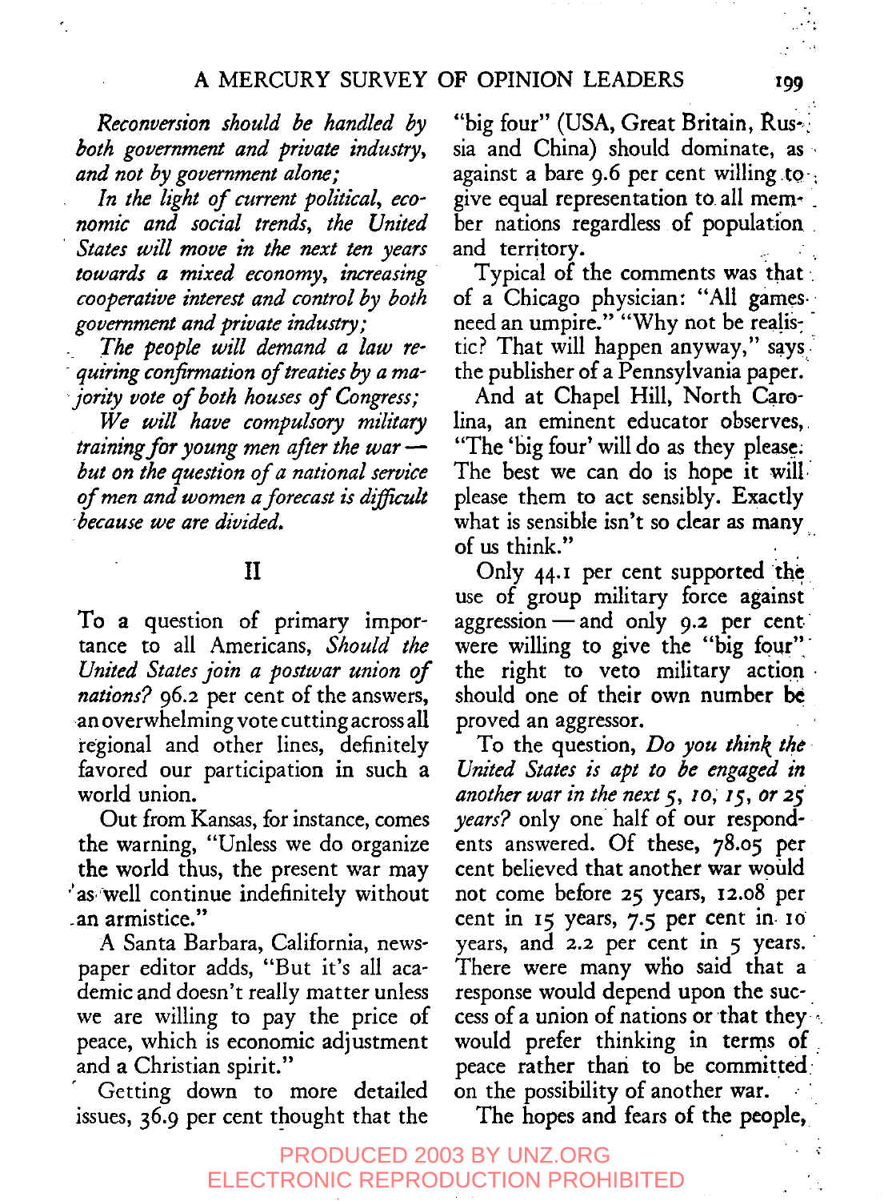*Reconversion should be handled by both government and private industry, and not by government alone;*

*In the light of current political, economic and social trends, the United States will move in the next ten years towards a mixed economy, increasing cooperative interest and control by both government and private industry;*

*The people will demand a law requiring confirmation of treaties by a majority vote of both houses of Congress;*

*We will have compulsory military training for young men after the war — but on the question of a national service of men and women a forecast is difficult because we are divided.*

## II

To a question of primary importance to all Americans, *Should the United States join a postwar union of nations?* 96.2 per cent of the answers, an overwhelming vote cutting across all regional and other lines, definitely favored our participation in such a world union.

Out from Kansas, for instance, comes the warning, "Unless we do organize the world thus, the present war may as well continue indefinitely without an armistice."

A Santa Barbara, California, newspaper editor adds, "But it's all academic and doesn't really matter unless we are willing to pay the price of peace, which is economic adjustment and a Christian spirit."

Getting down to more detailed issues, 36.9 per cent thought that the "big four" (USA, Great Britain, Russia and China) should dominate, as against a bare 9.6 per cent willing to give equal representation to all member nations regardless of population and territory.

Typical of the comments was that of a Chicago physician: "All games need an umpire." "Why not be realistic? That will happen anyway," says the publisher of a Pennsylvania paper.

And at Chapel Hill, North Carolina, an eminent educator observes, "The 'big four' will do as they please. The best we can do is hope it will please them to act sensibly. Exactly what is sensible isn't so clear as many of us think."

Only 44.1 per cent supported the use of group military force against aggression — and only 9.2 per cent were willing to give the "big four" the right to veto military action should one of their own number be proved an aggressor.

To the question, *Do you think the United States is apt to be engaged in another war in the next 5, 10, 15, or 25 years?* only one half of our respondents answered. Of these, 78.05 per cent believed that another war would not come before 25 years, 12.08 per cent in 15 years, 7.5 per cent in 10 years, and 2.2 per cent in 5 years. There were many who said that a response would depend upon the success of a union of nations or that they would prefer thinking in terms of peace rather than to be committed on the possibility of another war.

The hopes and fears of the people,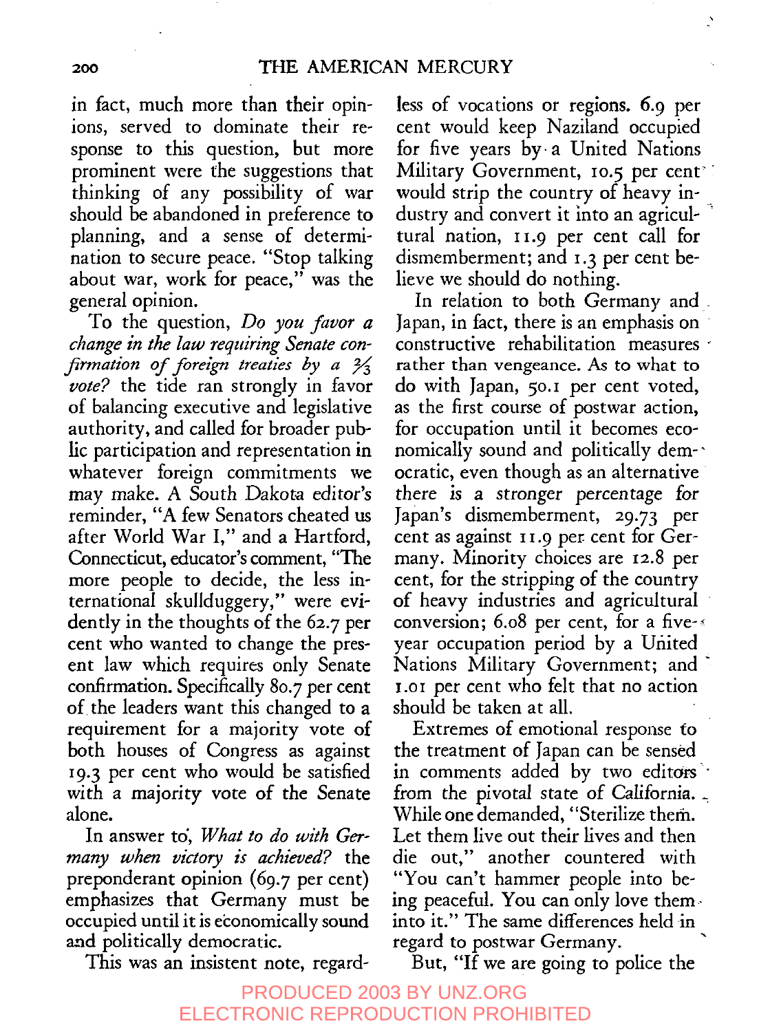in fact, much more than their opinions, served to dominate their response to this question, but more prominent were the suggestions that thinking of any possibility of war should be abandoned in preference to planning, and a sense of determination to secure peace. "Stop talking about war, work for peace," was the general opinion.

To the question, *Do you favor a change in the law requiring Senate confirmation of foreign treaties by a ⅔ vote?* the tide ran strongly in favor of balancing executive and legislative authority, and called for broader public participation and representation in whatever foreign commitments we may make. A South Dakota editor's reminder, "A few Senators cheated us after World War I," and a Hartford, Connecticut, educator's comment, "The more people to decide, the less international skullduggery," were evidently in the thoughts of the 62.7 per cent who wanted to change the present law which requires only Senate confirmation. Specifically 80.7 per cent of the leaders want this changed to a requirement for a majority vote of both houses of Congress as against 19.3 per cent who would be satisfied with a majority vote of the Senate alone.

In answer to, *What to do with Germany when victory is achieved?* the preponderant opinion (69.7 per cent) emphasizes that Germany must be occupied until it is economically sound and politically democratic.

This was an insistent note, regardless of vocations or regions. 6.9 per cent would keep Naziland occupied for five years by a United Nations Military Government, 10.5 per cent would strip the country of heavy industry and convert it into an agricultural nation, 11.9 per cent call for dismemberment; and 1.3 per cent believe we should do nothing.

In relation to both Germany and Japan, in fact, there is an emphasis on constructive rehabilitation measures rather than vengeance. As to what to do with Japan, 50.1 per cent voted, as the first course of postwar action, for occupation until it becomes economically sound and politically democratic, even though as an alternative *there is a stronger percentage for* Japan's dismemberment, 29.73 per cent as against 11.9 per cent for Germany. Minority choices are 12.8 per cent, for the stripping of the country of heavy industries and agricultural conversion; 6.08 per cent, for a five-year occupation period by a United Nations Military Government; and 1.01 per cent who felt that no action should be taken at all.

Extremes of emotional response to the treatment of Japan can be sensed in comments added by two editors from the pivotal state of California. While one demanded, "Sterilize them. Let them live out their lives and then die out," another countered with "You can't hammer people into being peaceful. You can only love them into it." The same differences held in regard to postwar Germany.

But, "If we are going to police the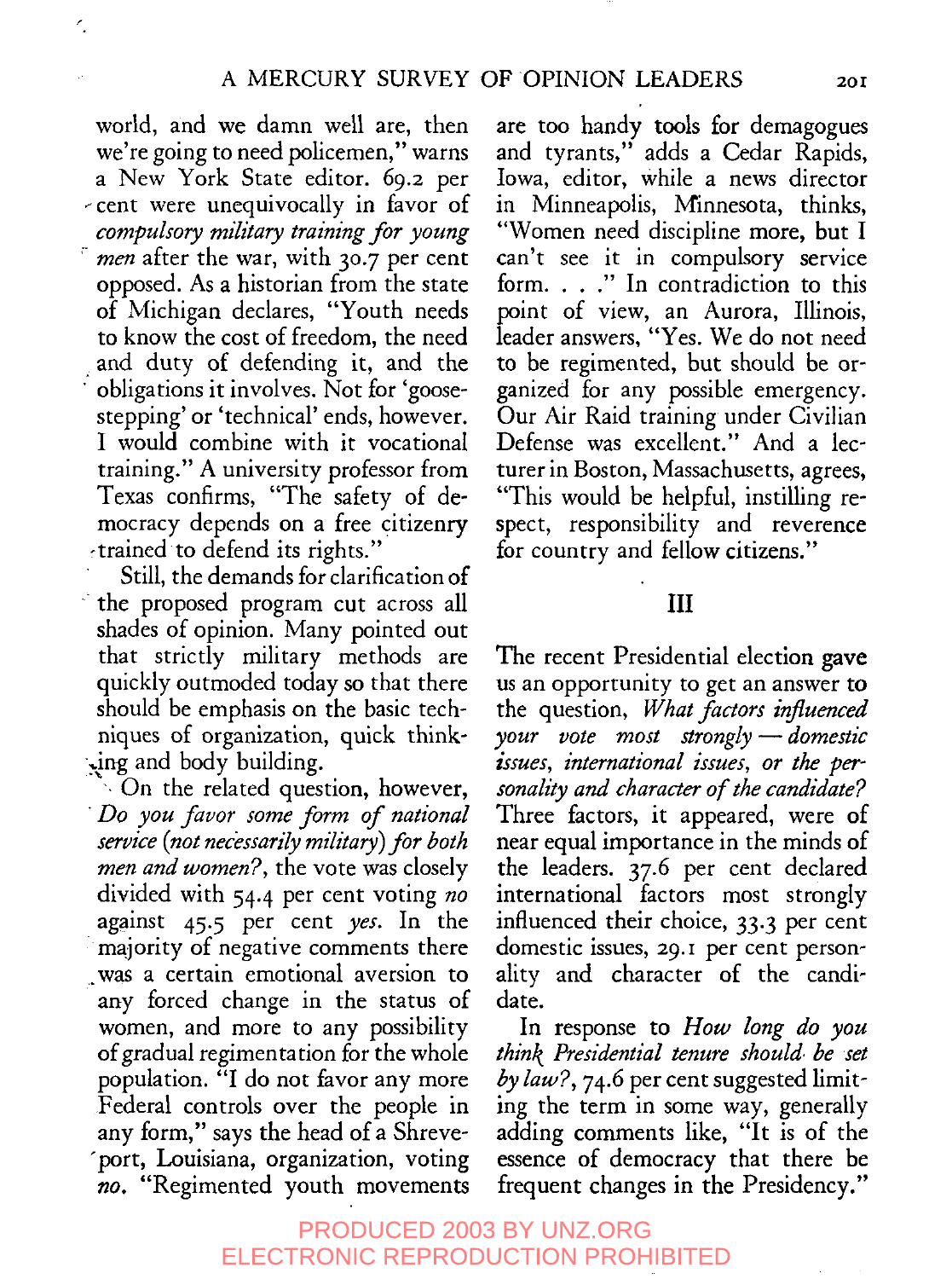world, and we damn well are, then we're going to need policemen," warns a New York State editor. 69.2 per cent were unequivocally in favor of *compulsory military training for young men* after the war, with 30.7 per cent opposed. As a historian from the state of Michigan declares, "Youth needs to know the cost of freedom, the need and duty of defending it, and the obligations it involves. Not for 'goose-stepping' or 'technical' ends, however. I would combine with it vocational training." A university professor from Texas confirms, "The safety of democracy depends on a free citizenry trained to defend its rights."

Still, the demands for clarification of the proposed program cut across all shades of opinion. Many pointed out that strictly military methods are quickly outmoded today so that there should be emphasis on the basic techniques of organization, quick thinking and body building.

On the related question, however, *Do you favor some form of national service (not necessarily military) for both men and women?*, the vote was closely divided with 54.4 per cent voting *no* against 45.5 per cent *yes*. In the majority of negative comments there was a certain emotional aversion to any forced change in the status of women, and more to any possibility of gradual regimentation for the whole population. "I do not favor any more Federal controls over the people in any form," says the head of a Shreveport, Louisiana, organization, voting *no*. "Regimented youth movements are too handy tools for demagogues and tyrants," adds a Cedar Rapids, Iowa, editor, while a news director in Minneapolis, Minnesota, thinks, "Women need discipline more, but I can't see it in compulsory service form. . . ." In contradiction to this point of view, an Aurora, Illinois, leader answers, "Yes. We do not need to be regimented, but should be organized for any possible emergency. Our Air Raid training under Civilian Defense was excellent." And a lecturer in Boston, Massachusetts, agrees, "This would be helpful, instilling respect, responsibility and reverence for country and fellow citizens."

## III

The recent Presidential election gave us an opportunity to get an answer to the question, *What factors influenced your vote most strongly — domestic issues, international issues, or the personality and character of the candidate?* Three factors, it appeared, were of near equal importance in the minds of the leaders. 37.6 per cent declared international factors most strongly influenced their choice, 33.3 per cent domestic issues, 29.1 per cent personality and character of the candidate.

In response to *How long do you think Presidential tenure should be set by law?*, 74.6 per cent suggested limiting the term in some way, generally adding comments like, "It is of the essence of democracy that there be frequent changes in the Presidency."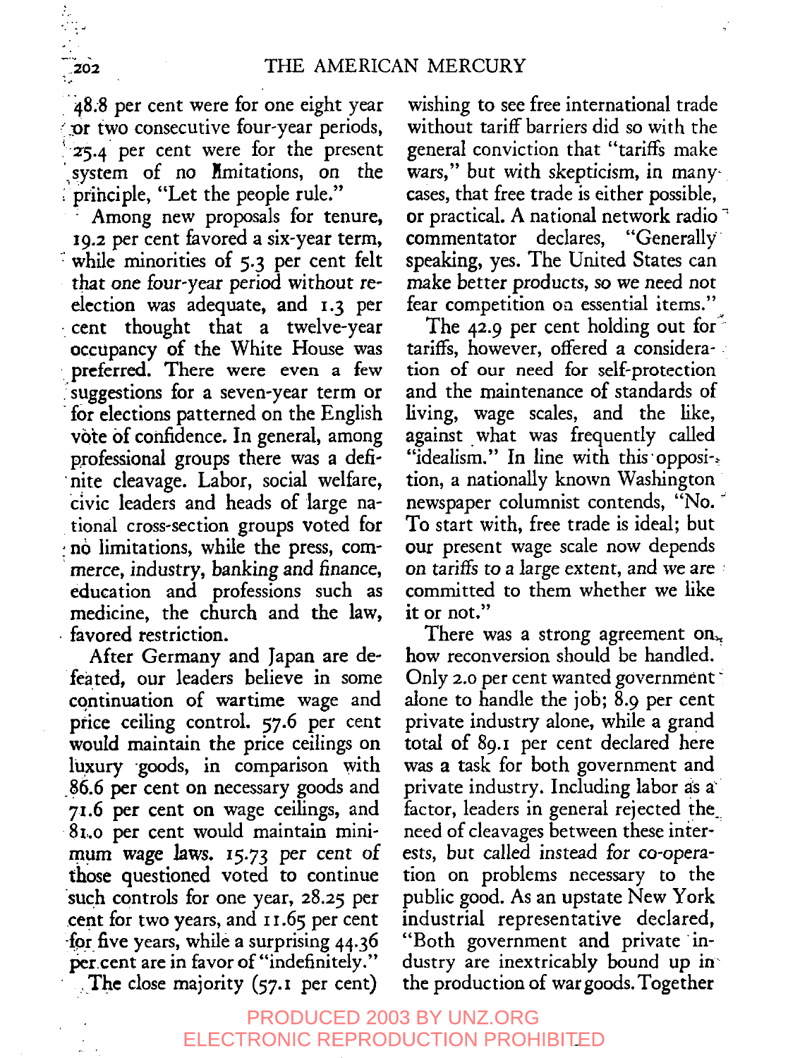48.8 per cent were for one eight year or two consecutive four-year periods, 25.4 per cent were for the present system of no limitations, on the principle, "Let the people rule."

Among new proposals for tenure, 19.2 per cent favored a six-year term, while minorities of 5.3 per cent felt that one four-year period without re-election was adequate, and 1.3 per cent thought that a twelve-year occupancy of the White House was preferred. There were even a few suggestions for a seven-year term or for elections patterned on the English vote of confidence. In general, among professional groups there was a definite cleavage. Labor, social welfare, civic leaders and heads of large national cross-section groups voted for no limitations, while the press, commerce, industry, banking and finance, education and professions such as medicine, the church and the law, favored restriction.

After Germany and Japan are defeated, our leaders believe in some continuation of wartime wage and price ceiling control. 57.6 per cent would maintain the price ceilings on luxury goods, in comparison with 86.6 per cent on necessary goods and 71.6 per cent on wage ceilings, and 81.0 per cent would maintain minimum wage laws. 15.73 per cent of those questioned voted to continue such controls for one year, 28.25 per cent for two years, and 11.65 per cent for five years, while a surprising 44.36 per cent are in favor of "indefinitely."

The close majority (57.1 per cent) wishing to see free international trade without tariff barriers did so with the general conviction that "tariffs make wars," but with skepticism, in many cases, that free trade is either possible, or practical. A national network radio commentator declares, "Generally speaking, yes. The United States can make better products, so we need not fear competition on essential items."

The 42.9 per cent holding out for tariffs, however, offered a consideration of our need for self-protection and the maintenance of standards of living, wage scales, and the like, against what was frequently called "idealism." In line with this opposition, a nationally known Washington newspaper columnist contends, "No. To start with, free trade is ideal; but our present wage scale now depends on tariffs to a large extent, and we are committed to them whether we like it or not."

There was a strong agreement on how reconversion should be handled. Only 2.0 per cent wanted government alone to handle the job; 8.9 per cent private industry alone, while a grand total of 89.1 per cent declared here was a task for both government and private industry. Including labor as a factor, leaders in general rejected the need of cleavages between these interests, but called instead for co-operation on problems necessary to the public good. As an upstate New York industrial representative declared, "Both government and private industry are inextricably bound up in the production of war goods. Together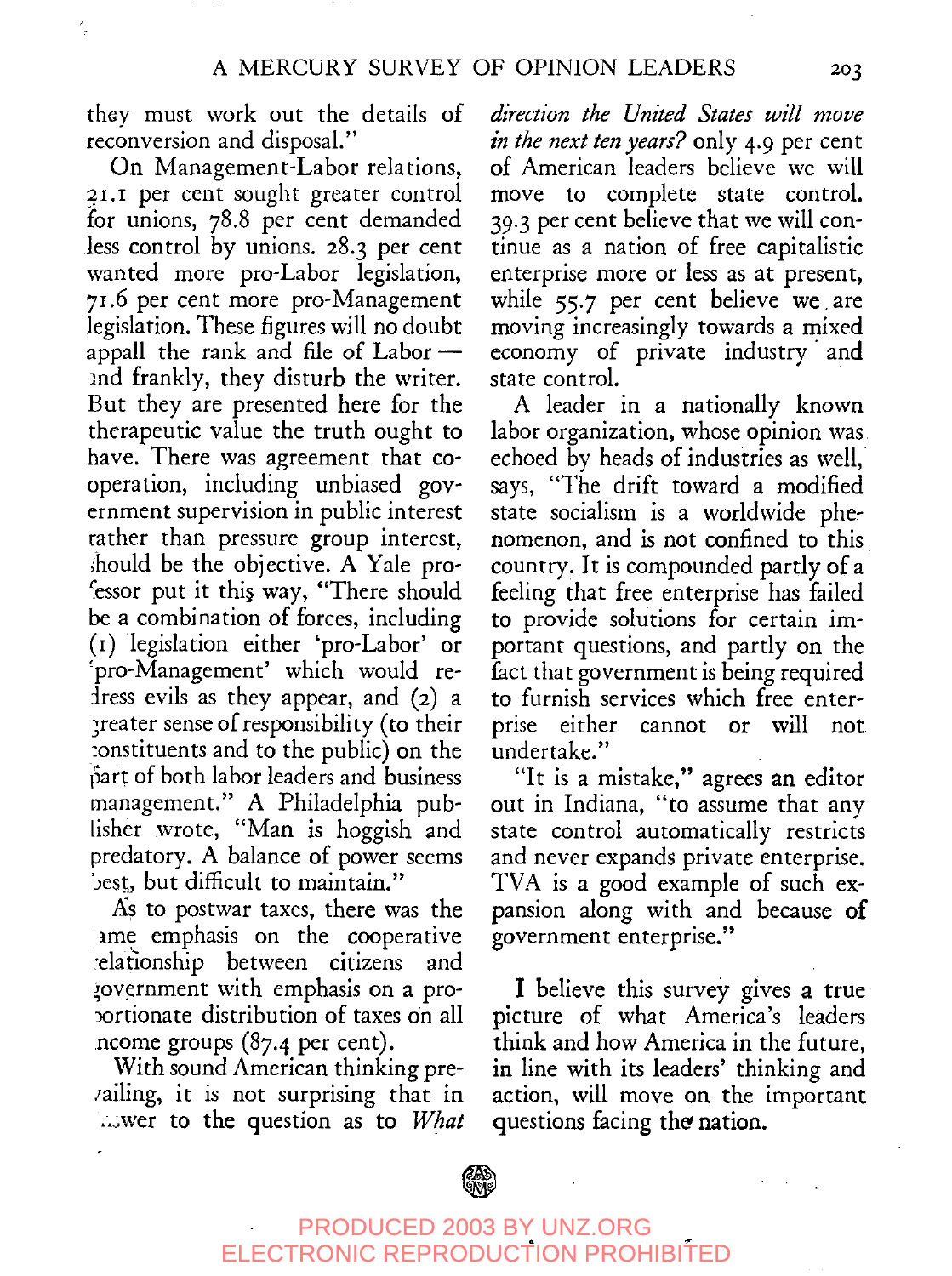they must work out the details of reconversion and disposal."

On Management-Labor relations, 21.1 per cent sought greater control for unions, 78.8 per cent demanded less control by unions. 28.3 per cent wanted more pro-Labor legislation, 71.6 per cent more pro-Management legislation. These figures will no doubt appall the rank and file of Labor — and frankly, they disturb the writer. But they are presented here for the therapeutic value the truth ought to have. There was agreement that co-operation, including unbiased government supervision in public interest rather than pressure group interest, should be the objective. A Yale professor put it this way, "There should be a combination of forces, including (1) legislation either 'pro-Labor' or 'pro-Management' which would redress evils as they appear, and (2) a greater sense of responsibility (to their constituents and to the public) on the part of both labor leaders and business management." A Philadelphia publisher wrote, "Man is hoggish and predatory. A balance of power seems best, but difficult to maintain."

As to postwar taxes, there was the same emphasis on the cooperative relationship between citizens and government with emphasis on a proportionate distribution of taxes on all income groups (87.4 per cent).

With sound American thinking prevailing, it is not surprising that in answer to the question as to *What direction the United States will move in the next ten years?* only 4.9 per cent of American leaders believe we will move to complete state control. 39.3 per cent believe that we will continue as a nation of free capitalistic enterprise more or less as at present, while 55.7 per cent believe we are moving increasingly towards a mixed economy of private industry and state control.

A leader in a nationally known labor organization, whose opinion was echoed by heads of industries as well, says, "The drift toward a modified state socialism is a worldwide phenomenon, and is not confined to this country. It is compounded partly of a feeling that free enterprise has failed to provide solutions for certain important questions, and partly on the fact that government is being required to furnish services which free enterprise either cannot or will not undertake."

"It is a mistake," agrees an editor out in Indiana, "to assume that any state control automatically restricts and never expands private enterprise. TVA is a good example of such expansion along with and because of government enterprise."

I believe this survey gives a true picture of what America's leaders think and how America in the future, in line with its leaders' thinking and action, will move on the important questions facing the nation.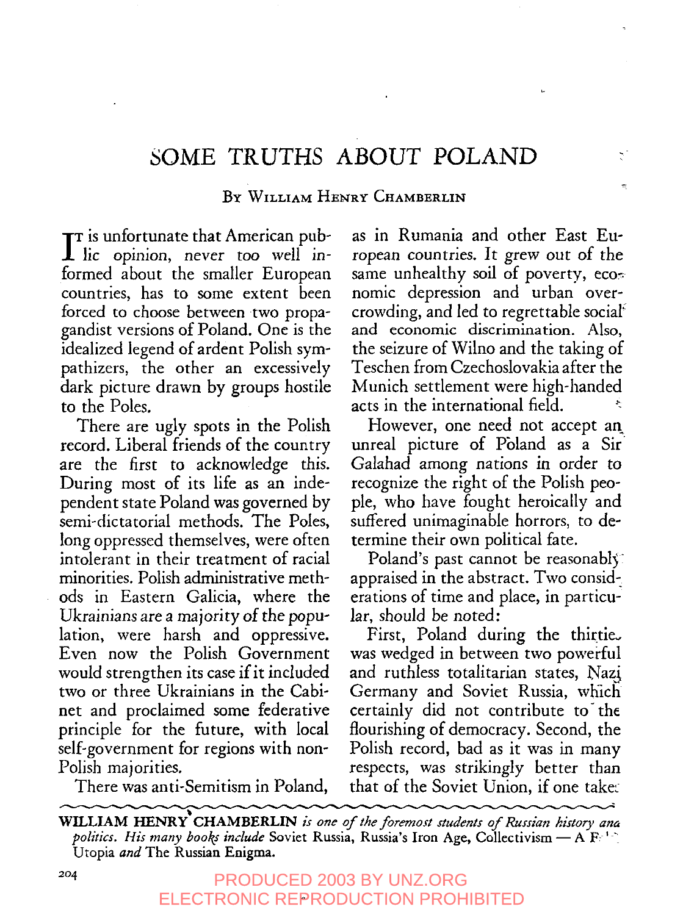# SOME TRUTHS ABOUT POLAND

By William Henry Chamberlin

It is unfortunate that American public opinion, never too well informed about the smaller European countries, has to some extent been forced to choose between two propagandist versions of Poland. One is the idealized legend of ardent Polish sympathizers, the other an excessively dark picture drawn by groups hostile to the Poles.

There are ugly spots in the Polish record. Liberal friends of the country are the first to acknowledge this. During most of its life as an independent state Poland was governed by semi-dictatorial methods. The Poles, long oppressed themselves, were often intolerant in their treatment of racial minorities. Polish administrative methods in Eastern Galicia, where the Ukrainians are a majority of the population, were harsh and oppressive. Even now the Polish Government would strengthen its case if it included two or three Ukrainians in the Cabinet and proclaimed some federative principle for the future, with local self-government for regions with non-Polish majorities.

There was anti-Semitism in Poland, as in Rumania and other East European countries. It grew out of the same unhealthy soil of poverty, economic depression and urban overcrowding, and led to regrettable social and economic discrimination. Also, the seizure of Wilno and the taking of Teschen from Czechoslovakia after the Munich settlement were high-handed acts in the international field.

However, one need not accept an unreal picture of Poland as a Sir Galahad among nations in order to recognize the right of the Polish people, who have fought heroically and suffered unimaginable horrors, to determine their own political fate.

Poland's past cannot be reasonably appraised in the abstract. Two considerations of time and place, in particular, should be noted:

First, Poland during the thirties was wedged in between two powerful and ruthless totalitarian states, Nazi Germany and Soviet Russia, which certainly did not contribute to the flourishing of democracy. Second, the Polish record, bad as it was in many respects, was strikingly better than that of the Soviet Union, if one takes

---

**WILLIAM HENRY CHAMBERLIN** *is one of the foremost students of Russian history and politics. His many books include* Soviet Russia, Russia's Iron Age, Collectivism — A False Utopia *and* The Russian Enigma.